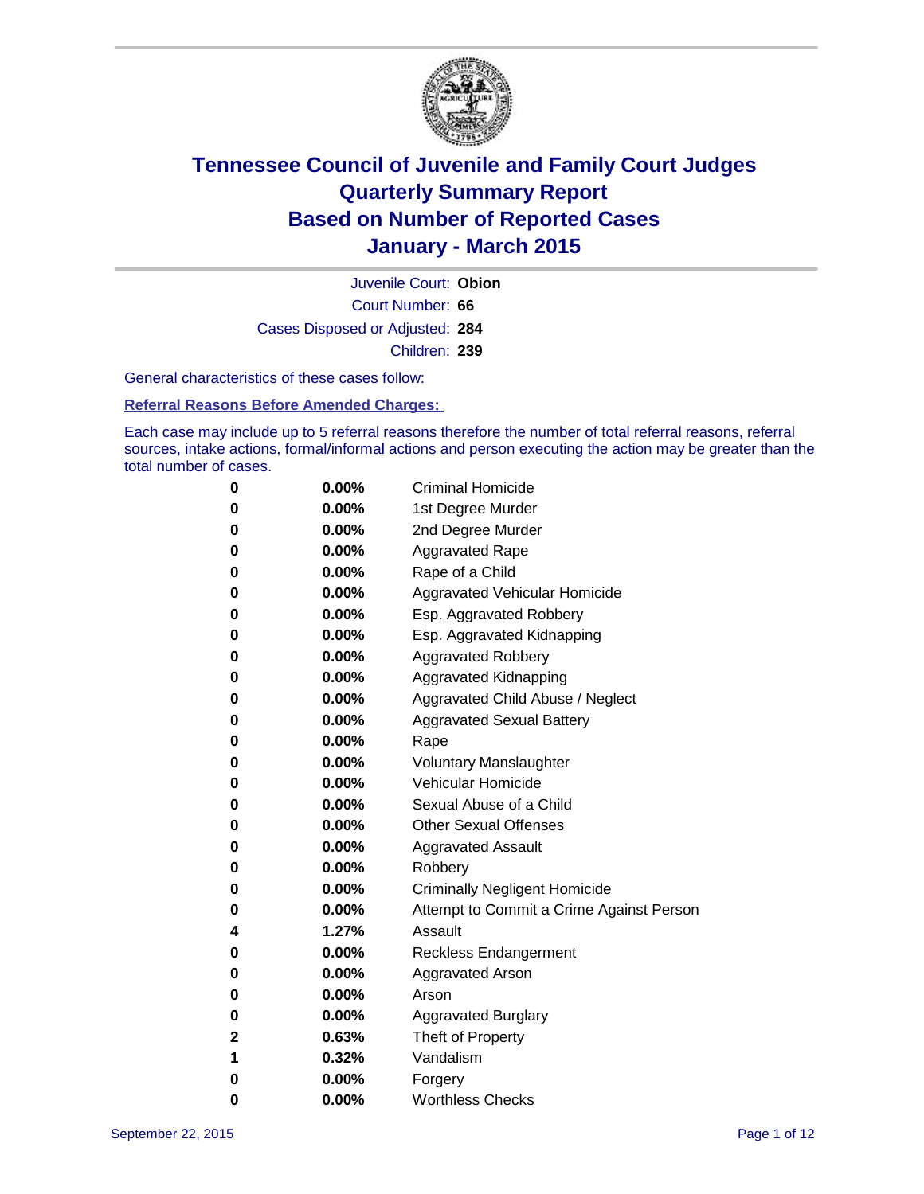# Tennessee Council of Juvenile and Family Court Judges
## Quarterly Summary Report
## Based on Number of Reported Cases
## January - March 2015

Juvenile Court: **Obion**
Court Number: **66**
Cases Disposed or Adjusted: **284**
Children: **239**

General characteristics of these cases follow:

**Referral Reasons Before Amended Charges:**

Each case may include up to 5 referral reasons therefore the number of total referral reasons, referral sources, intake actions, formal/informal actions and person executing the action may be greater than the total number of cases.

| Count | Percent | Referral Reason |
|---|---|---|
| 0 | 0.00% | Criminal Homicide |
| 0 | 0.00% | 1st Degree Murder |
| 0 | 0.00% | 2nd Degree Murder |
| 0 | 0.00% | Aggravated Rape |
| 0 | 0.00% | Rape of a Child |
| 0 | 0.00% | Aggravated Vehicular Homicide |
| 0 | 0.00% | Esp. Aggravated Robbery |
| 0 | 0.00% | Esp. Aggravated Kidnapping |
| 0 | 0.00% | Aggravated Robbery |
| 0 | 0.00% | Aggravated Kidnapping |
| 0 | 0.00% | Aggravated Child Abuse / Neglect |
| 0 | 0.00% | Aggravated Sexual Battery |
| 0 | 0.00% | Rape |
| 0 | 0.00% | Voluntary Manslaughter |
| 0 | 0.00% | Vehicular Homicide |
| 0 | 0.00% | Sexual Abuse of a Child |
| 0 | 0.00% | Other Sexual Offenses |
| 0 | 0.00% | Aggravated Assault |
| 0 | 0.00% | Robbery |
| 0 | 0.00% | Criminally Negligent Homicide |
| 0 | 0.00% | Attempt to Commit a Crime Against Person |
| 4 | 1.27% | Assault |
| 0 | 0.00% | Reckless Endangerment |
| 0 | 0.00% | Aggravated Arson |
| 0 | 0.00% | Arson |
| 0 | 0.00% | Aggravated Burglary |
| 2 | 0.63% | Theft of Property |
| 1 | 0.32% | Vandalism |
| 0 | 0.00% | Forgery |
| 0 | 0.00% | Worthless Checks |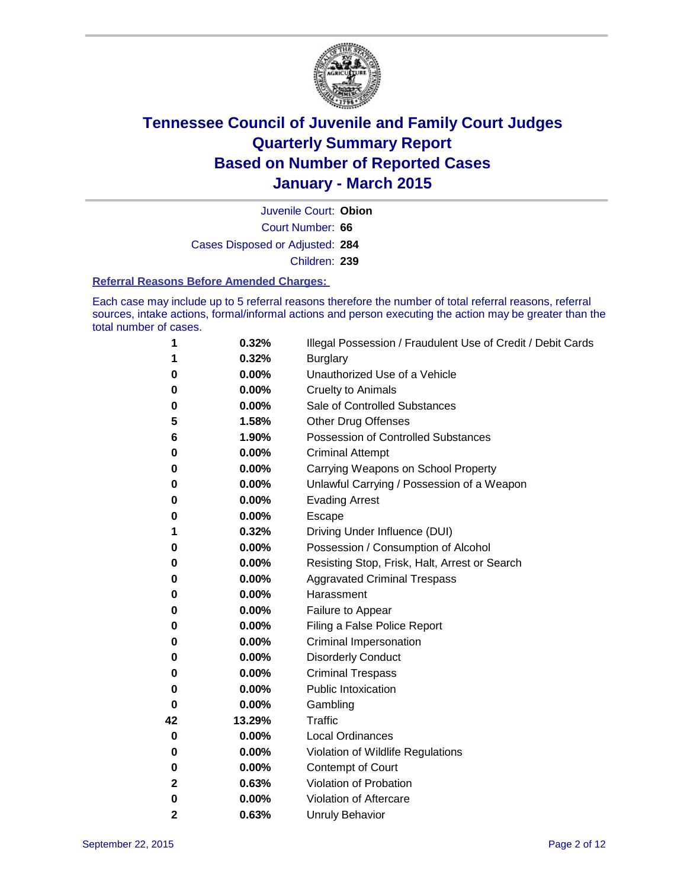# Tennessee Council of Juvenile and Family Court Judges
## Quarterly Summary Report
## Based on Number of Reported Cases
## January - March 2015

Juvenile Court: **Obion**

Court Number: **66**

Cases Disposed or Adjusted: **284**

Children: **239**

### Referral Reasons Before Amended Charges:

Each case may include up to 5 referral reasons therefore the number of total referral reasons, referral sources, intake actions, formal/informal actions and person executing the action may be greater than the total number of cases.

| Count | Percent | Referral Reason |
|---|---|---|
| 1 | 0.32% | Illegal Possession / Fraudulent Use of Credit / Debit Cards |
| 1 | 0.32% | Burglary |
| 0 | 0.00% | Unauthorized Use of a Vehicle |
| 0 | 0.00% | Cruelty to Animals |
| 0 | 0.00% | Sale of Controlled Substances |
| 5 | 1.58% | Other Drug Offenses |
| 6 | 1.90% | Possession of Controlled Substances |
| 0 | 0.00% | Criminal Attempt |
| 0 | 0.00% | Carrying Weapons on School Property |
| 0 | 0.00% | Unlawful Carrying / Possession of a Weapon |
| 0 | 0.00% | Evading Arrest |
| 0 | 0.00% | Escape |
| 1 | 0.32% | Driving Under Influence (DUI) |
| 0 | 0.00% | Possession / Consumption of Alcohol |
| 0 | 0.00% | Resisting Stop, Frisk, Halt, Arrest or Search |
| 0 | 0.00% | Aggravated Criminal Trespass |
| 0 | 0.00% | Harassment |
| 0 | 0.00% | Failure to Appear |
| 0 | 0.00% | Filing a False Police Report |
| 0 | 0.00% | Criminal Impersonation |
| 0 | 0.00% | Disorderly Conduct |
| 0 | 0.00% | Criminal Trespass |
| 0 | 0.00% | Public Intoxication |
| 0 | 0.00% | Gambling |
| 42 | 13.29% | Traffic |
| 0 | 0.00% | Local Ordinances |
| 0 | 0.00% | Violation of Wildlife Regulations |
| 0 | 0.00% | Contempt of Court |
| 2 | 0.63% | Violation of Probation |
| 0 | 0.00% | Violation of Aftercare |
| 2 | 0.63% | Unruly Behavior |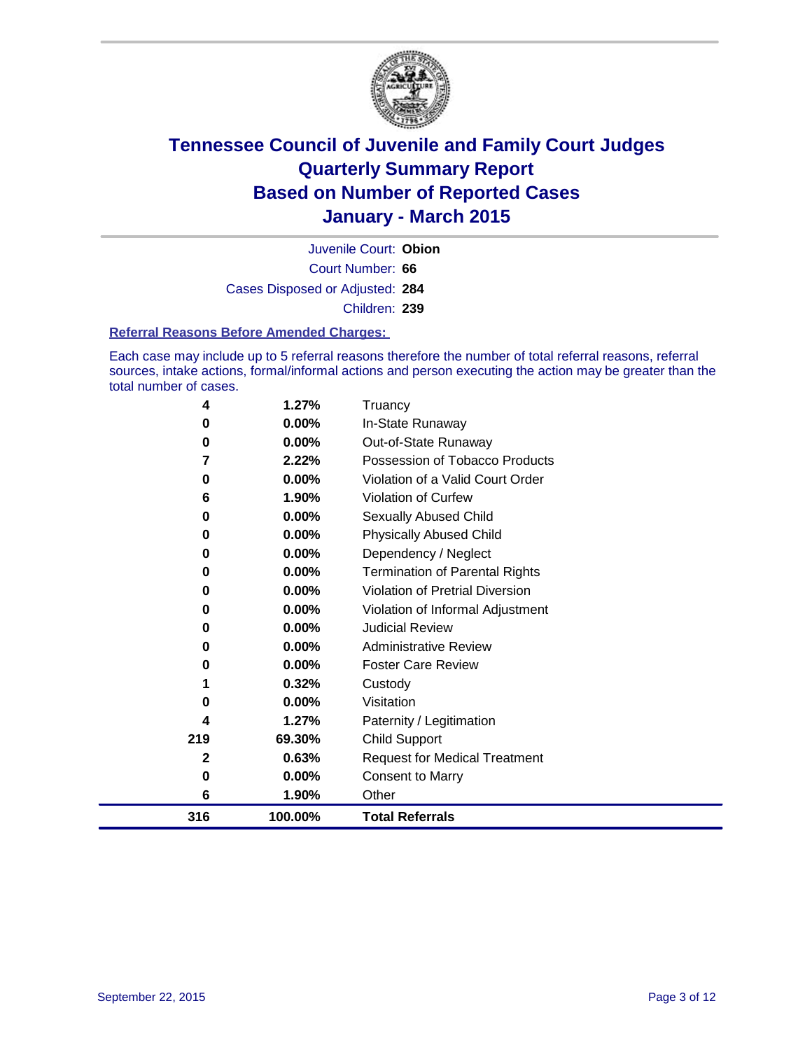# Tennessee Council of Juvenile and Family Court Judges
# Quarterly Summary Report
# Based on Number of Reported Cases
# January - March 2015

Juvenile Court: **Obion**

Court Number: **66**

Cases Disposed or Adjusted: **284**

Children: **239**

### Referral Reasons Before Amended Charges:

Each case may include up to 5 referral reasons therefore the number of total referral reasons, referral sources, intake actions, formal/informal actions and person executing the action may be greater than the total number of cases.

| | | |
|---|---|---|
| 4 | 1.27% | Truancy |
| 0 | 0.00% | In-State Runaway |
| 0 | 0.00% | Out-of-State Runaway |
| 7 | 2.22% | Possession of Tobacco Products |
| 0 | 0.00% | Violation of a Valid Court Order |
| 6 | 1.90% | Violation of Curfew |
| 0 | 0.00% | Sexually Abused Child |
| 0 | 0.00% | Physically Abused Child |
| 0 | 0.00% | Dependency / Neglect |
| 0 | 0.00% | Termination of Parental Rights |
| 0 | 0.00% | Violation of Pretrial Diversion |
| 0 | 0.00% | Violation of Informal Adjustment |
| 0 | 0.00% | Judicial Review |
| 0 | 0.00% | Administrative Review |
| 0 | 0.00% | Foster Care Review |
| 1 | 0.32% | Custody |
| 0 | 0.00% | Visitation |
| 4 | 1.27% | Paternity / Legitimation |
| 219 | 69.30% | Child Support |
| 2 | 0.63% | Request for Medical Treatment |
| 0 | 0.00% | Consent to Marry |
| 6 | 1.90% | Other |
| **316** | **100.00%** | **Total Referrals** |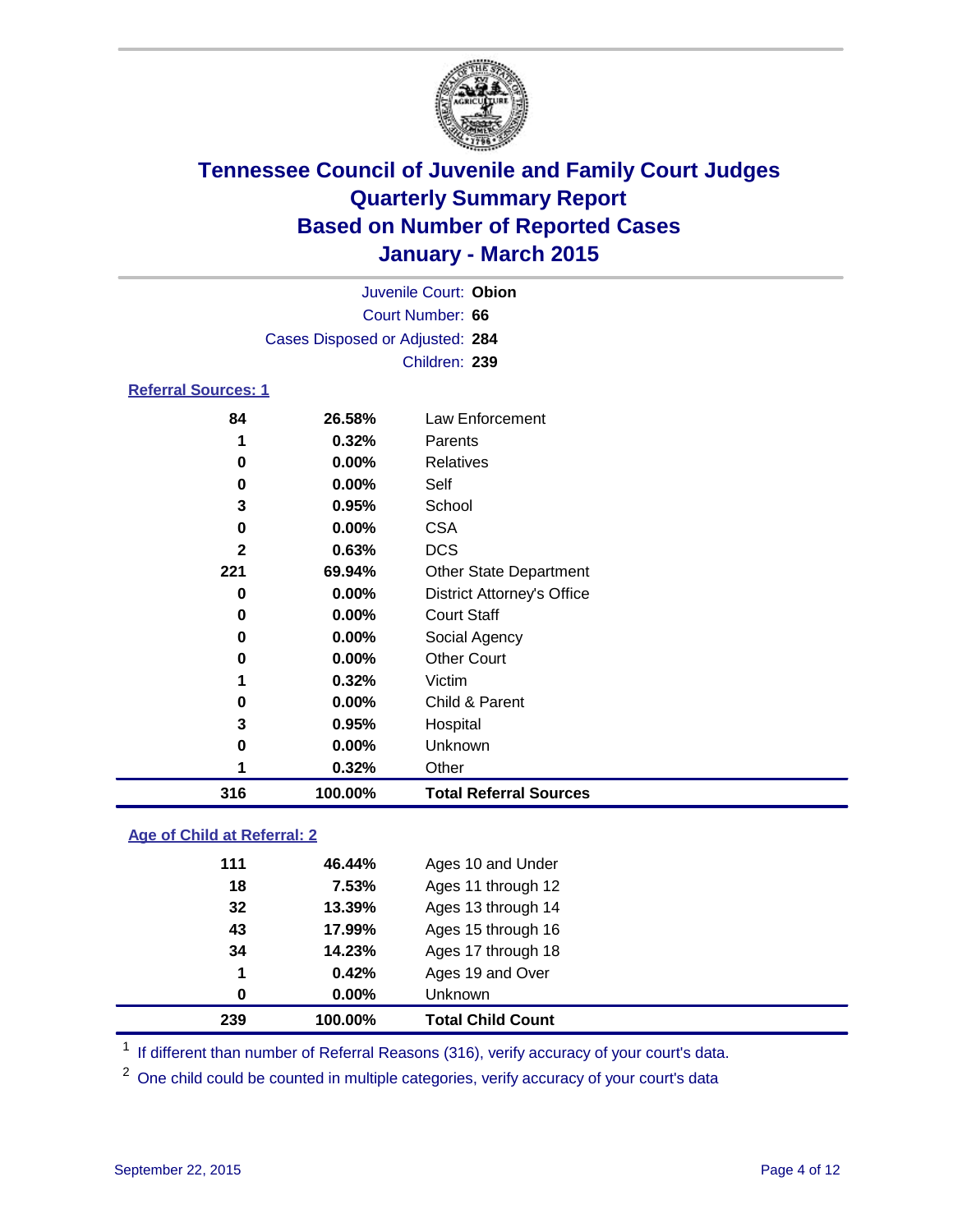# Tennessee Council of Juvenile and Family Court Judges
# Quarterly Summary Report
# Based on Number of Reported Cases
# January - March 2015

Juvenile Court: **Obion**

Court Number: **66**

Cases Disposed or Adjusted: **284**

Children: **239**

## Referral Sources: 1

| | | |
|---|---|---|
| 84 | 26.58% | Law Enforcement |
| 1 | 0.32% | Parents |
| 0 | 0.00% | Relatives |
| 0 | 0.00% | Self |
| 3 | 0.95% | School |
| 0 | 0.00% | CSA |
| 2 | 0.63% | DCS |
| 221 | 69.94% | Other State Department |
| 0 | 0.00% | District Attorney's Office |
| 0 | 0.00% | Court Staff |
| 0 | 0.00% | Social Agency |
| 0 | 0.00% | Other Court |
| 1 | 0.32% | Victim |
| 0 | 0.00% | Child & Parent |
| 3 | 0.95% | Hospital |
| 0 | 0.00% | Unknown |
| 1 | 0.32% | Other |
| **316** | **100.00%** | **Total Referral Sources** |

## Age of Child at Referral: 2

| | | |
|---|---|---|
| 111 | 46.44% | Ages 10 and Under |
| 18 | 7.53% | Ages 11 through 12 |
| 32 | 13.39% | Ages 13 through 14 |
| 43 | 17.99% | Ages 15 through 16 |
| 34 | 14.23% | Ages 17 through 18 |
| 1 | 0.42% | Ages 19 and Over |
| 0 | 0.00% | Unknown |
| **239** | **100.00%** | **Total Child Count** |

[1] If different than number of Referral Reasons (316), verify accuracy of your court's data.

[2] One child could be counted in multiple categories, verify accuracy of your court's data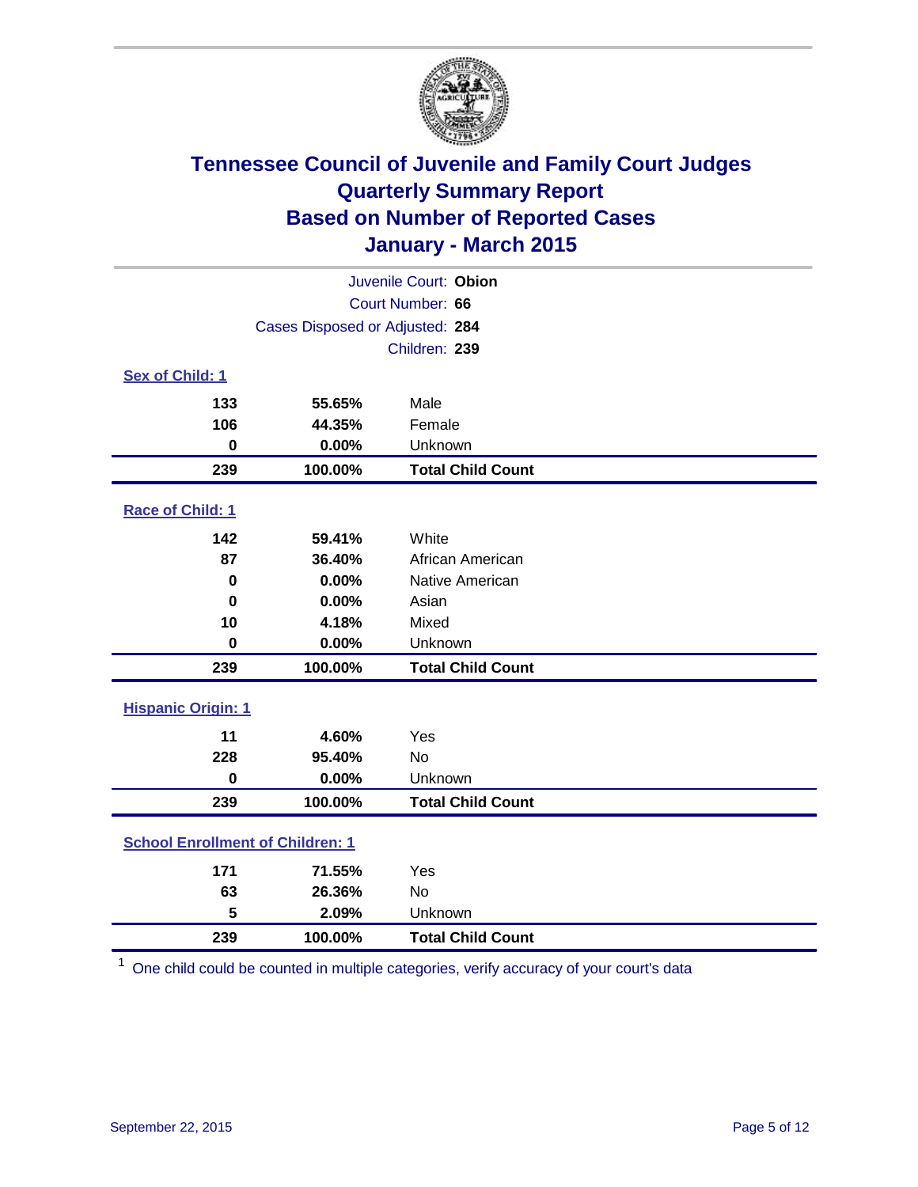# Tennessee Council of Juvenile and Family Court Judges
# Quarterly Summary Report
# Based on Number of Reported Cases
# January - March 2015

Juvenile Court: **Obion**

Court Number: **66**

Cases Disposed or Adjusted: **284**

Children: **239**

### Sex of Child: 1

| | | |
|---|---|---|
| **133** | **55.65%** | Male |
| **106** | **44.35%** | Female |
| **0** | **0.00%** | Unknown |
| **239** | **100.00%** | **Total Child Count** |

### Race of Child: 1

| | | |
|---|---|---|
| **142** | **59.41%** | White |
| **87** | **36.40%** | African American |
| **0** | **0.00%** | Native American |
| **0** | **0.00%** | Asian |
| **10** | **4.18%** | Mixed |
| **0** | **0.00%** | Unknown |
| **239** | **100.00%** | **Total Child Count** |

### Hispanic Origin: 1

| | | |
|---|---|---|
| **11** | **4.60%** | Yes |
| **228** | **95.40%** | No |
| **0** | **0.00%** | Unknown |
| **239** | **100.00%** | **Total Child Count** |

### School Enrollment of Children: 1

| | | |
|---|---|---|
| **171** | **71.55%** | Yes |
| **63** | **26.36%** | No |
| **5** | **2.09%** | Unknown |
| **239** | **100.00%** | **Total Child Count** |

[1] One child could be counted in multiple categories, verify accuracy of your court's data

September 22, 2015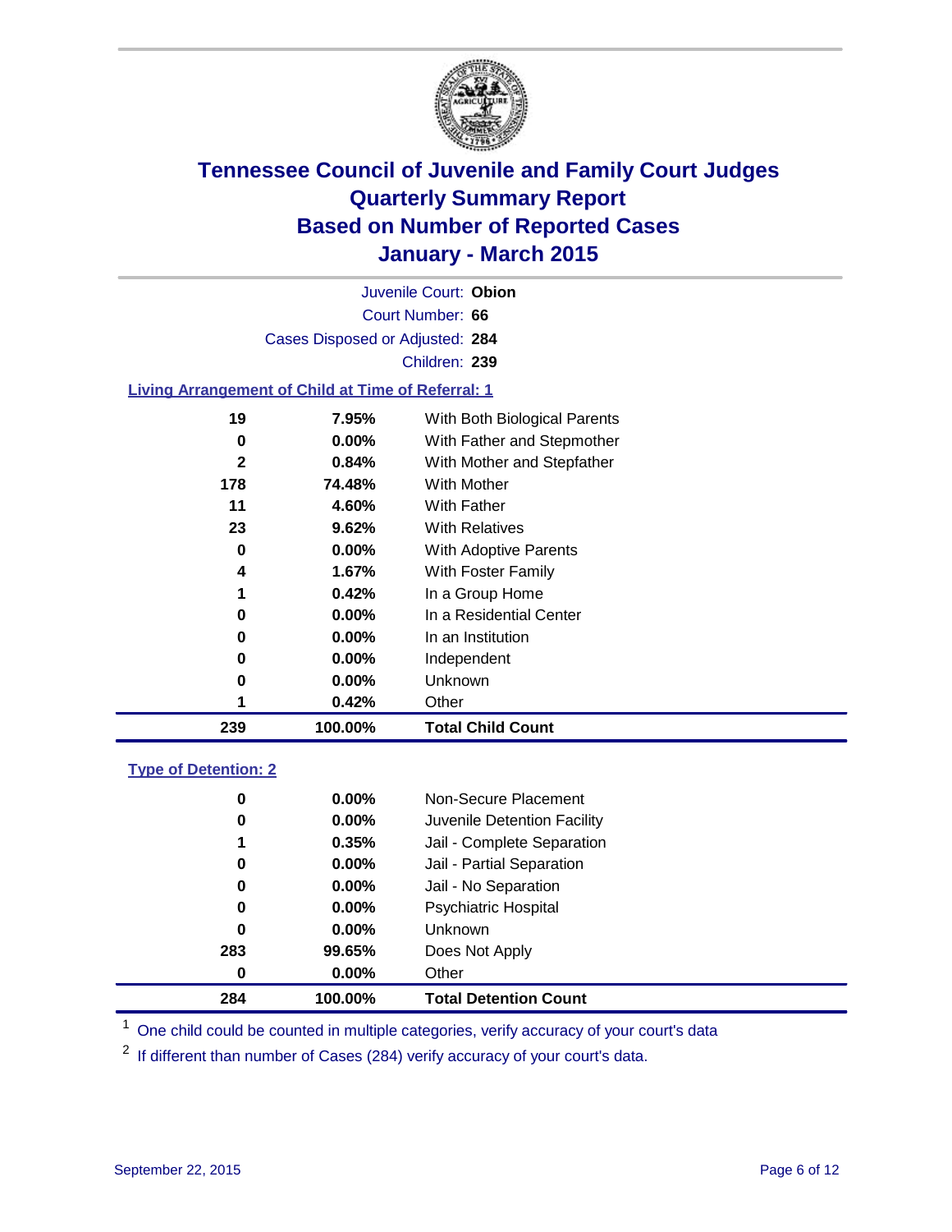# Tennessee Council of Juvenile and Family Court Judges
## Quarterly Summary Report
## Based on Number of Reported Cases
## January - March 2015

Juvenile Court: **Obion**
Court Number: **66**
Cases Disposed or Adjusted: **284**
Children: **239**

### Living Arrangement of Child at Time of Referral: 1

| Count | Percent | Category |
|---|---|---|
| 19 | 7.95% | With Both Biological Parents |
| 0 | 0.00% | With Father and Stepmother |
| 2 | 0.84% | With Mother and Stepfather |
| 178 | 74.48% | With Mother |
| 11 | 4.60% | With Father |
| 23 | 9.62% | With Relatives |
| 0 | 0.00% | With Adoptive Parents |
| 4 | 1.67% | With Foster Family |
| 1 | 0.42% | In a Group Home |
| 0 | 0.00% | In a Residential Center |
| 0 | 0.00% | In an Institution |
| 0 | 0.00% | Independent |
| 0 | 0.00% | Unknown |
| 1 | 0.42% | Other |
| **239** | **100.00%** | **Total Child Count** |

### Type of Detention: 2

| Count | Percent | Category |
|---|---|---|
| 0 | 0.00% | Non-Secure Placement |
| 0 | 0.00% | Juvenile Detention Facility |
| 1 | 0.35% | Jail - Complete Separation |
| 0 | 0.00% | Jail - Partial Separation |
| 0 | 0.00% | Jail - No Separation |
| 0 | 0.00% | Psychiatric Hospital |
| 0 | 0.00% | Unknown |
| 283 | 99.65% | Does Not Apply |
| 0 | 0.00% | Other |
| **284** | **100.00%** | **Total Detention Count** |

[1] One child could be counted in multiple categories, verify accuracy of your court's data

[2] If different than number of Cases (284) verify accuracy of your court's data.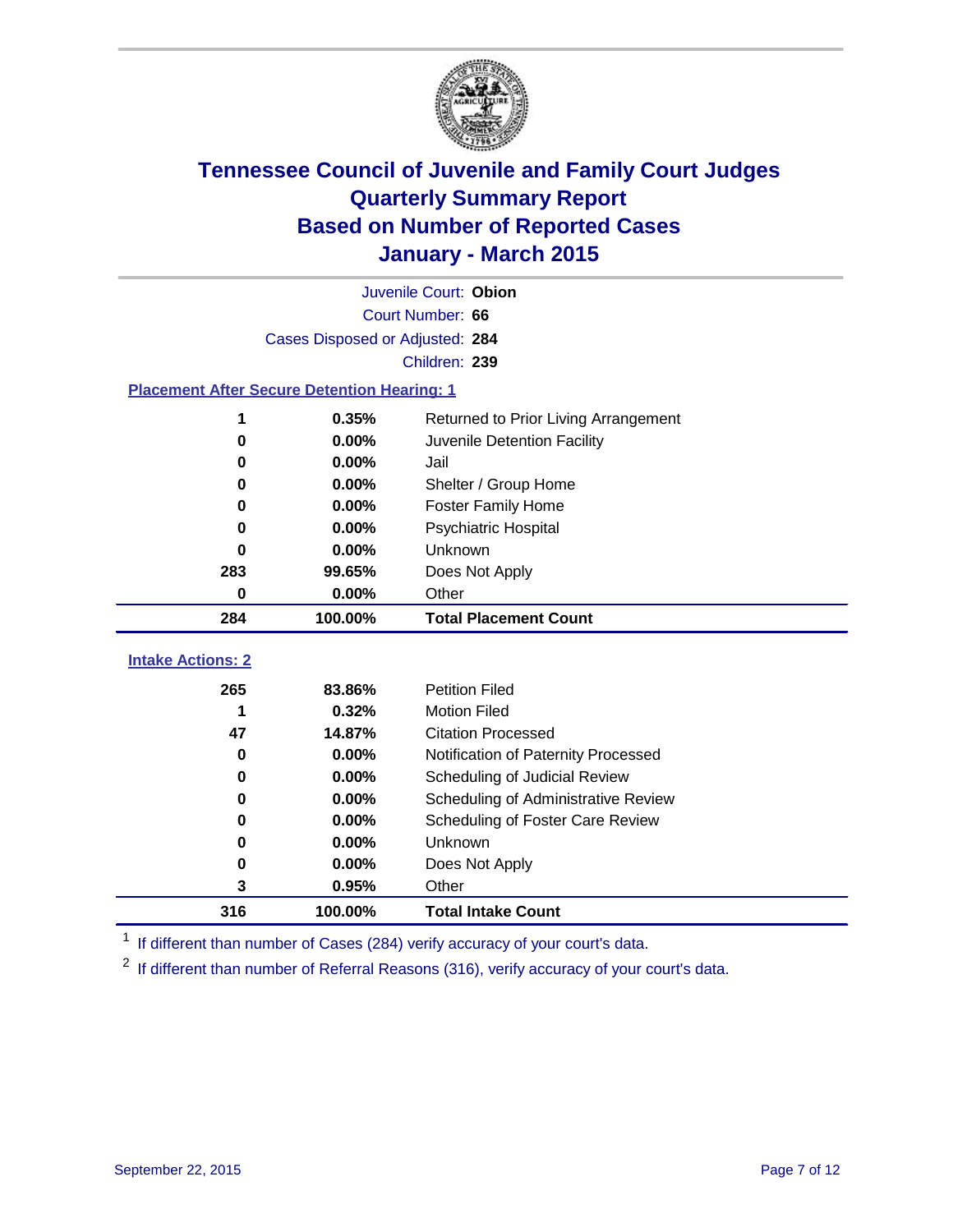# Tennessee Council of Juvenile and Family Court Judges
# Quarterly Summary Report
# Based on Number of Reported Cases
# January - March 2015

Juvenile Court: **Obion**

Court Number: **66**

Cases Disposed or Adjusted: **284**

Children: **239**

### Placement After Secure Detention Hearing: 1

| Count | Percent | Placement |
|---|---|---|
| 1 | 0.35% | Returned to Prior Living Arrangement |
| 0 | 0.00% | Juvenile Detention Facility |
| 0 | 0.00% | Jail |
| 0 | 0.00% | Shelter / Group Home |
| 0 | 0.00% | Foster Family Home |
| 0 | 0.00% | Psychiatric Hospital |
| 0 | 0.00% | Unknown |
| 283 | 99.65% | Does Not Apply |
| 0 | 0.00% | Other |
| **284** | **100.00%** | **Total Placement Count** |

### Intake Actions: 2

| Count | Percent | Intake Action |
|---|---|---|
| 265 | 83.86% | Petition Filed |
| 1 | 0.32% | Motion Filed |
| 47 | 14.87% | Citation Processed |
| 0 | 0.00% | Notification of Paternity Processed |
| 0 | 0.00% | Scheduling of Judicial Review |
| 0 | 0.00% | Scheduling of Administrative Review |
| 0 | 0.00% | Scheduling of Foster Care Review |
| 0 | 0.00% | Unknown |
| 0 | 0.00% | Does Not Apply |
| 3 | 0.95% | Other |
| **316** | **100.00%** | **Total Intake Count** |

[1] If different than number of Cases (284) verify accuracy of your court's data.

[2] If different than number of Referral Reasons (316), verify accuracy of your court's data.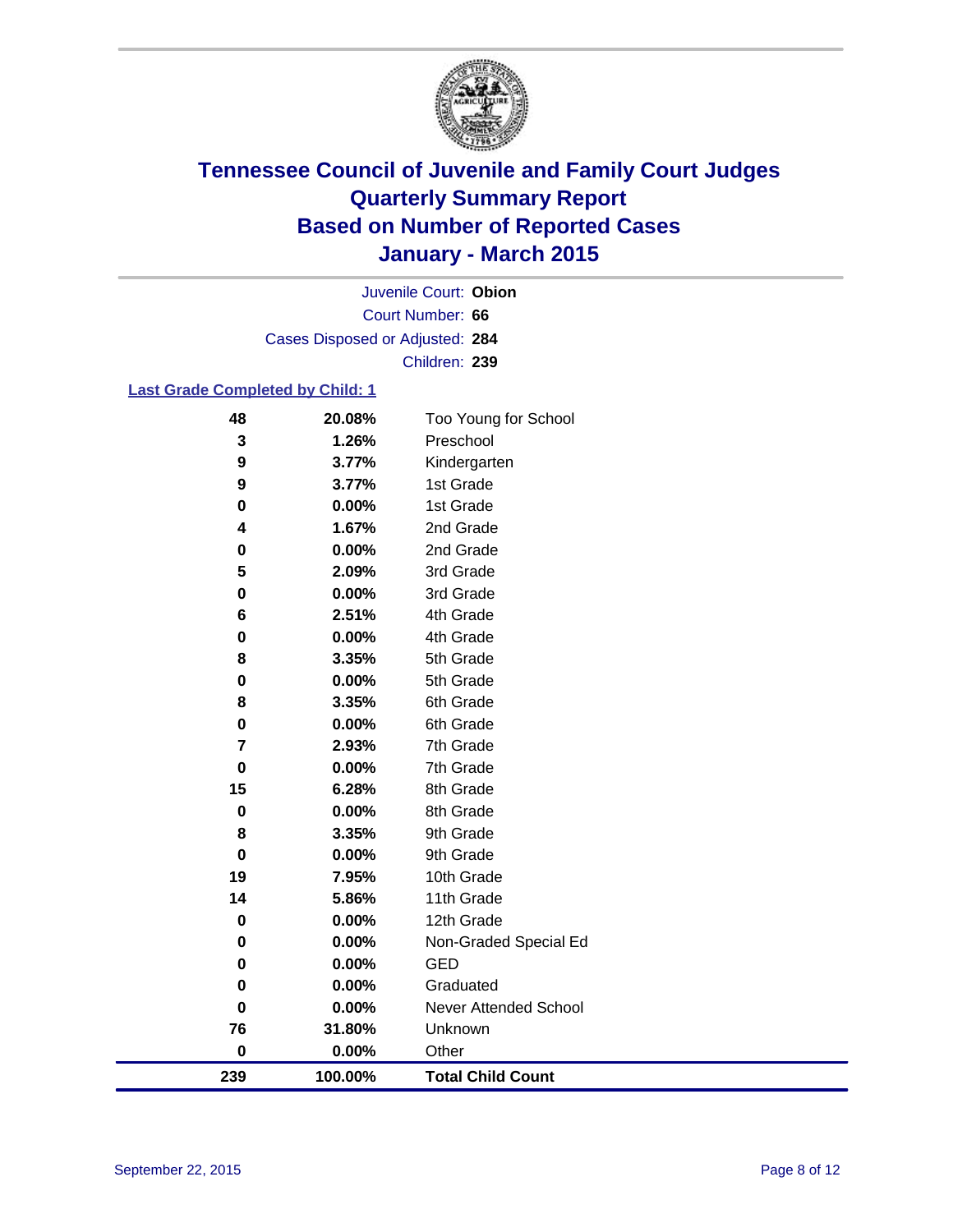# Tennessee Council of Juvenile and Family Court Judges
# Quarterly Summary Report
# Based on Number of Reported Cases
# January - March 2015

Juvenile Court: **Obion**

Court Number: **66**

Cases Disposed or Adjusted: **284**

Children: **239**

**Last Grade Completed by Child: 1**

| Count | Percent | Grade |
|---|---|---|
| 48 | 20.08% | Too Young for School |
| 3 | 1.26% | Preschool |
| 9 | 3.77% | Kindergarten |
| 9 | 3.77% | 1st Grade |
| 0 | 0.00% | 1st Grade |
| 4 | 1.67% | 2nd Grade |
| 0 | 0.00% | 2nd Grade |
| 5 | 2.09% | 3rd Grade |
| 0 | 0.00% | 3rd Grade |
| 6 | 2.51% | 4th Grade |
| 0 | 0.00% | 4th Grade |
| 8 | 3.35% | 5th Grade |
| 0 | 0.00% | 5th Grade |
| 8 | 3.35% | 6th Grade |
| 0 | 0.00% | 6th Grade |
| 7 | 2.93% | 7th Grade |
| 0 | 0.00% | 7th Grade |
| 15 | 6.28% | 8th Grade |
| 0 | 0.00% | 8th Grade |
| 8 | 3.35% | 9th Grade |
| 0 | 0.00% | 9th Grade |
| 19 | 7.95% | 10th Grade |
| 14 | 5.86% | 11th Grade |
| 0 | 0.00% | 12th Grade |
| 0 | 0.00% | Non-Graded Special Ed |
| 0 | 0.00% | GED |
| 0 | 0.00% | Graduated |
| 0 | 0.00% | Never Attended School |
| 76 | 31.80% | Unknown |
| 0 | 0.00% | Other |
| **239** | **100.00%** | **Total Child Count** |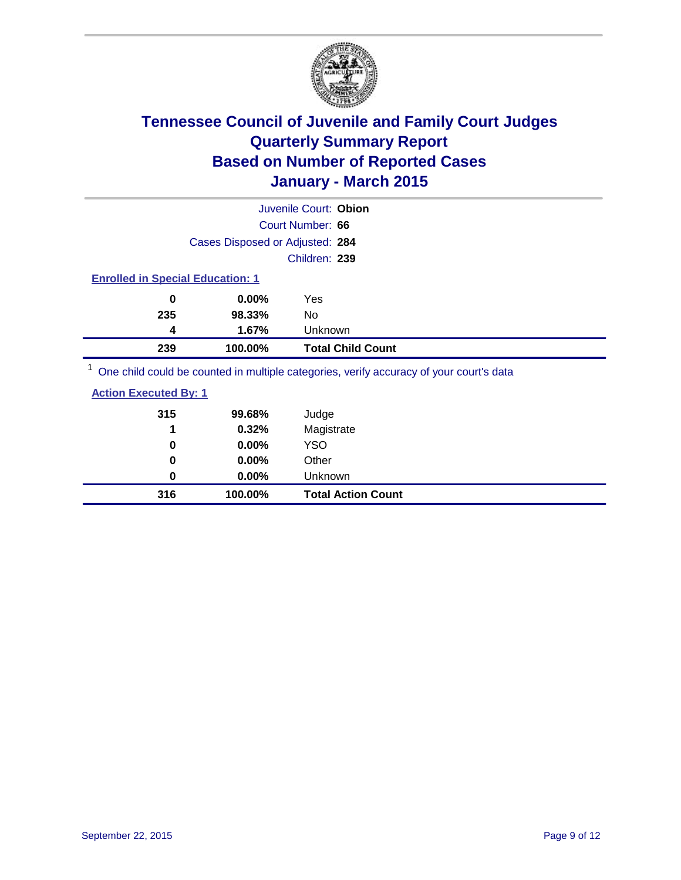# Tennessee Council of Juvenile and Family Court Judges
# Quarterly Summary Report
# Based on Number of Reported Cases
# January - March 2015

Juvenile Court: **Obion**
Court Number: **66**
Cases Disposed or Adjusted: **284**
Children: **239**

## Enrolled in Special Education: 1

| Count | Percent | Category |
|---|---|---|
| 0 | 0.00% | Yes |
| 235 | 98.33% | No |
| 4 | 1.67% | Unknown |
| **239** | **100.00%** | **Total Child Count** |

[1] One child could be counted in multiple categories, verify accuracy of your court's data

## Action Executed By: 1

| Count | Percent | Category |
|---|---|---|
| 315 | 99.68% | Judge |
| 1 | 0.32% | Magistrate |
| 0 | 0.00% | YSO |
| 0 | 0.00% | Other |
| 0 | 0.00% | Unknown |
| **316** | **100.00%** | **Total Action Count** |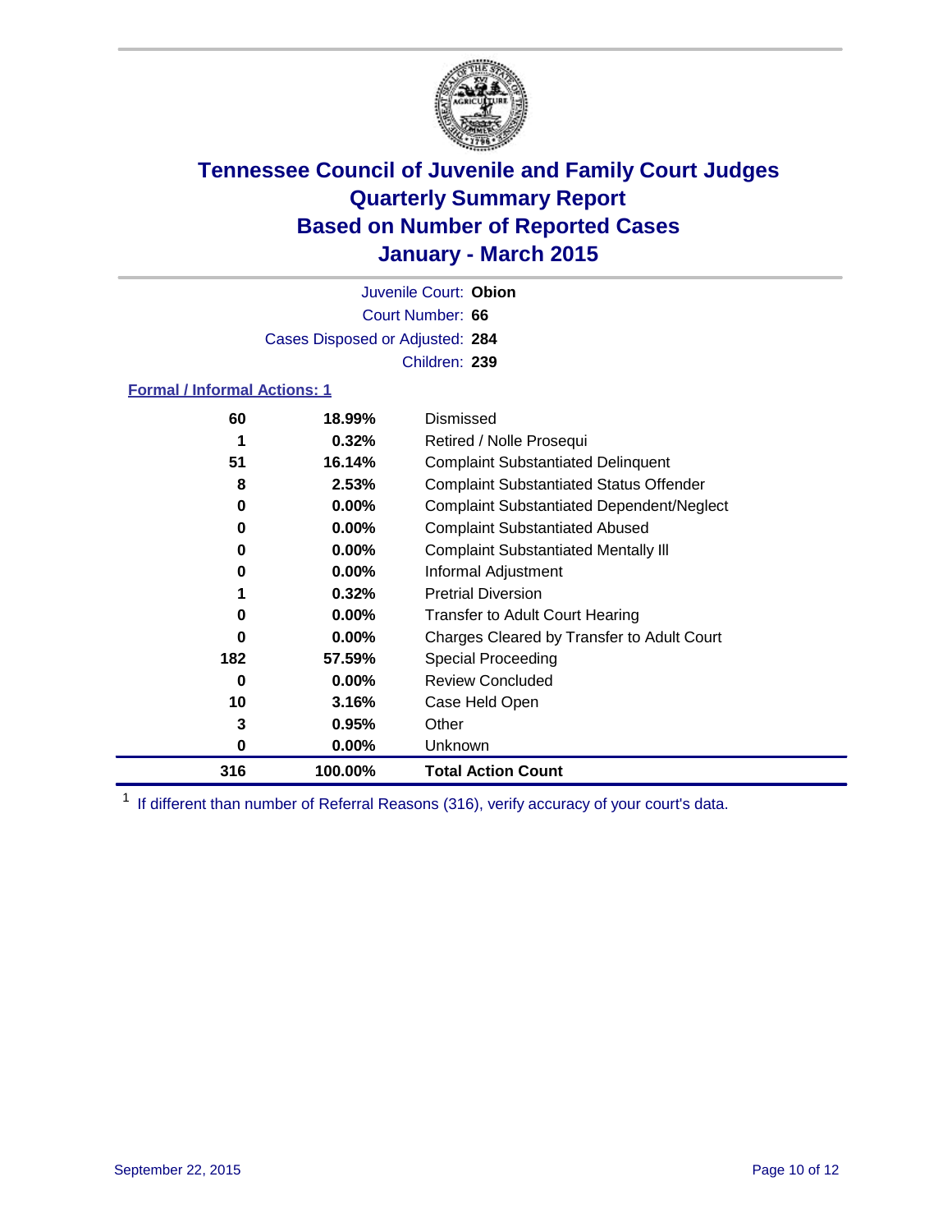# Tennessee Council of Juvenile and Family Court Judges
# Quarterly Summary Report
# Based on Number of Reported Cases
# January - March 2015

Juvenile Court: **Obion**

Court Number: **66**

Cases Disposed or Adjusted: **284**

Children: **239**

## Formal / Informal Actions: 1

| | | |
|---|---|---|
| **60** | **18.99%** | Dismissed |
| **1** | **0.32%** | Retired / Nolle Prosequi |
| **51** | **16.14%** | Complaint Substantiated Delinquent |
| **8** | **2.53%** | Complaint Substantiated Status Offender |
| **0** | **0.00%** | Complaint Substantiated Dependent/Neglect |
| **0** | **0.00%** | Complaint Substantiated Abused |
| **0** | **0.00%** | Complaint Substantiated Mentally Ill |
| **0** | **0.00%** | Informal Adjustment |
| **1** | **0.32%** | Pretrial Diversion |
| **0** | **0.00%** | Transfer to Adult Court Hearing |
| **0** | **0.00%** | Charges Cleared by Transfer to Adult Court |
| **182** | **57.59%** | Special Proceeding |
| **0** | **0.00%** | Review Concluded |
| **10** | **3.16%** | Case Held Open |
| **3** | **0.95%** | Other |
| **0** | **0.00%** | Unknown |
| **316** | **100.00%** | **Total Action Count** |

[1] If different than number of Referral Reasons (316), verify accuracy of your court's data.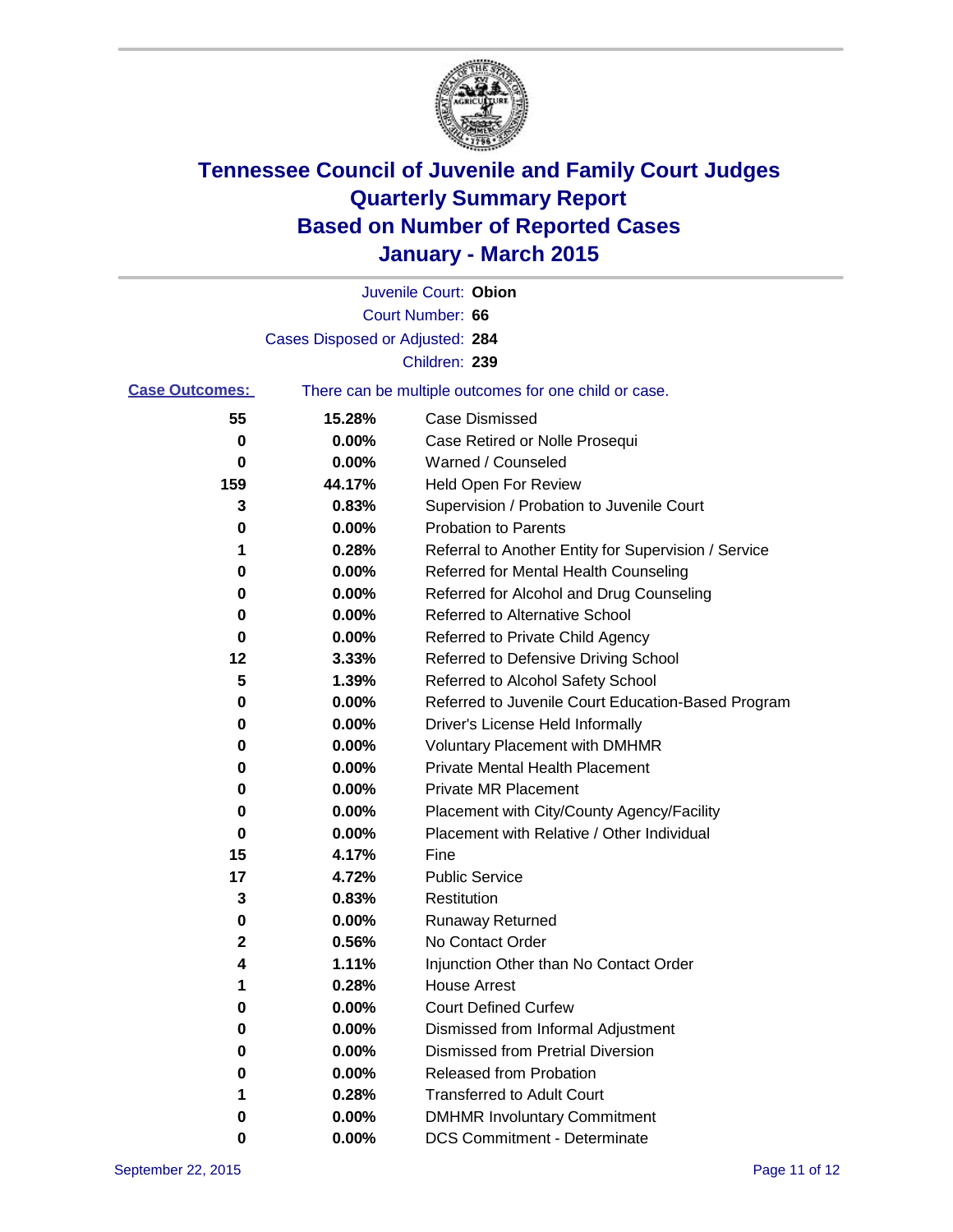# Tennessee Council of Juvenile and Family Court Judges
## Quarterly Summary Report
## Based on Number of Reported Cases
## January - March 2015

Juvenile Court: **Obion**

Court Number: **66**

Cases Disposed or Adjusted: **284**

Children: **239**

**Case Outcomes:** There can be multiple outcomes for one child or case.

| Count | Percent | Outcome |
|---|---|---|
| **55** | **15.28%** | Case Dismissed |
| **0** | **0.00%** | Case Retired or Nolle Prosequi |
| **0** | **0.00%** | Warned / Counseled |
| **159** | **44.17%** | Held Open For Review |
| **3** | **0.83%** | Supervision / Probation to Juvenile Court |
| **0** | **0.00%** | Probation to Parents |
| **1** | **0.28%** | Referral to Another Entity for Supervision / Service |
| **0** | **0.00%** | Referred for Mental Health Counseling |
| **0** | **0.00%** | Referred for Alcohol and Drug Counseling |
| **0** | **0.00%** | Referred to Alternative School |
| **0** | **0.00%** | Referred to Private Child Agency |
| **12** | **3.33%** | Referred to Defensive Driving School |
| **5** | **1.39%** | Referred to Alcohol Safety School |
| **0** | **0.00%** | Referred to Juvenile Court Education-Based Program |
| **0** | **0.00%** | Driver's License Held Informally |
| **0** | **0.00%** | Voluntary Placement with DMHMR |
| **0** | **0.00%** | Private Mental Health Placement |
| **0** | **0.00%** | Private MR Placement |
| **0** | **0.00%** | Placement with City/County Agency/Facility |
| **0** | **0.00%** | Placement with Relative / Other Individual |
| **15** | **4.17%** | Fine |
| **17** | **4.72%** | Public Service |
| **3** | **0.83%** | Restitution |
| **0** | **0.00%** | Runaway Returned |
| **2** | **0.56%** | No Contact Order |
| **4** | **1.11%** | Injunction Other than No Contact Order |
| **1** | **0.28%** | House Arrest |
| **0** | **0.00%** | Court Defined Curfew |
| **0** | **0.00%** | Dismissed from Informal Adjustment |
| **0** | **0.00%** | Dismissed from Pretrial Diversion |
| **0** | **0.00%** | Released from Probation |
| **1** | **0.28%** | Transferred to Adult Court |
| **0** | **0.00%** | DMHMR Involuntary Commitment |
| **0** | **0.00%** | DCS Commitment - Determinate |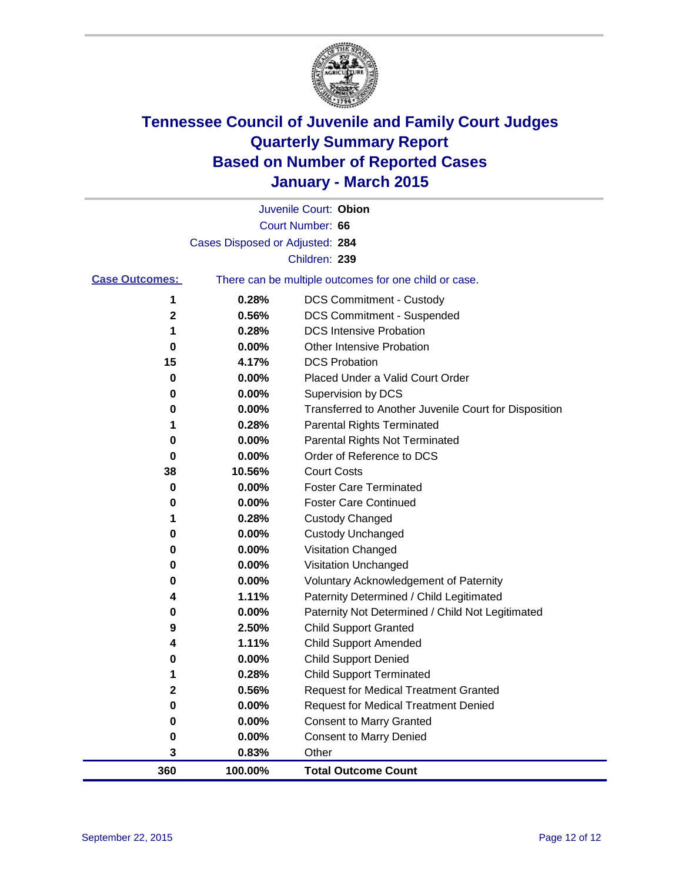# Tennessee Council of Juvenile and Family Court Judges
# Quarterly Summary Report
# Based on Number of Reported Cases
# January - March 2015

Juvenile Court: **Obion**

Court Number: **66**

Cases Disposed or Adjusted: **284**

Children: **239**

**Case Outcomes:** There can be multiple outcomes for one child or case.

| | | |
|---|---|---|
| 1 | 0.28% | DCS Commitment - Custody |
| 2 | 0.56% | DCS Commitment - Suspended |
| 1 | 0.28% | DCS Intensive Probation |
| 0 | 0.00% | Other Intensive Probation |
| 15 | 4.17% | DCS Probation |
| 0 | 0.00% | Placed Under a Valid Court Order |
| 0 | 0.00% | Supervision by DCS |
| 0 | 0.00% | Transferred to Another Juvenile Court for Disposition |
| 1 | 0.28% | Parental Rights Terminated |
| 0 | 0.00% | Parental Rights Not Terminated |
| 0 | 0.00% | Order of Reference to DCS |
| 38 | 10.56% | Court Costs |
| 0 | 0.00% | Foster Care Terminated |
| 0 | 0.00% | Foster Care Continued |
| 1 | 0.28% | Custody Changed |
| 0 | 0.00% | Custody Unchanged |
| 0 | 0.00% | Visitation Changed |
| 0 | 0.00% | Visitation Unchanged |
| 0 | 0.00% | Voluntary Acknowledgement of Paternity |
| 4 | 1.11% | Paternity Determined / Child Legitimated |
| 0 | 0.00% | Paternity Not Determined / Child Not Legitimated |
| 9 | 2.50% | Child Support Granted |
| 4 | 1.11% | Child Support Amended |
| 0 | 0.00% | Child Support Denied |
| 1 | 0.28% | Child Support Terminated |
| 2 | 0.56% | Request for Medical Treatment Granted |
| 0 | 0.00% | Request for Medical Treatment Denied |
| 0 | 0.00% | Consent to Marry Granted |
| 0 | 0.00% | Consent to Marry Denied |
| 3 | 0.83% | Other |
| **360** | **100.00%** | **Total Outcome Count** |

September 22, 2015